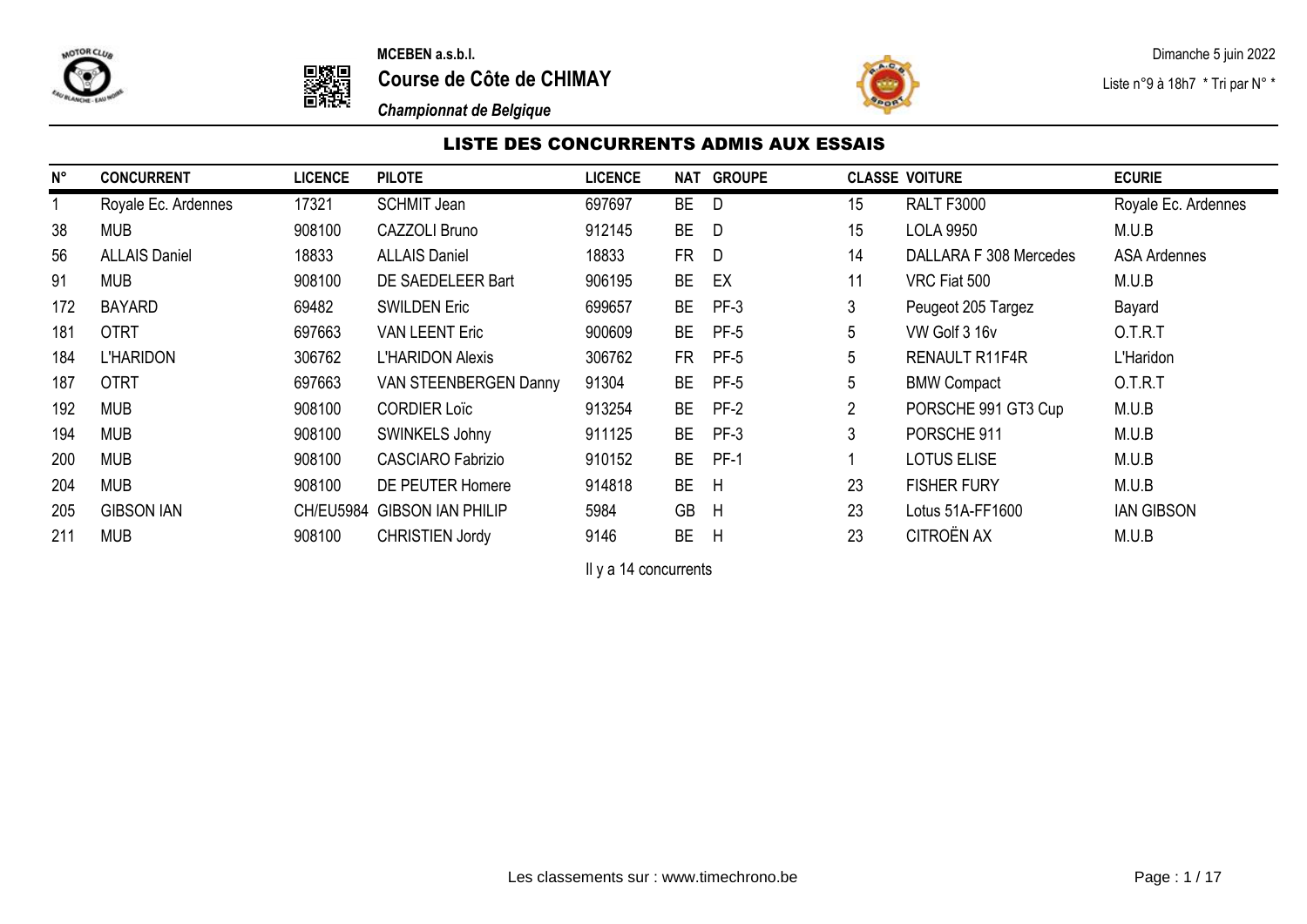**MCEBEN a.s.b.l.**

**Course de Côte de CHIMAY**

***Championnat de Belgique***

Dimanche 5 juin 2022

Liste n°9 à 18h7 * Tri par N° *

## LISTE DES CONCURRENTS ADMIS AUX ESSAIS

| N° | CONCURRENT | LICENCE | PILOTE | LICENCE | NAT | GROUPE | CLASSE | VOITURE | ECURIE |
|---|---|---|---|---|---|---|---|---|---|
| 1 | Royale Ec. Ardennes | 17321 | SCHMIT Jean | 697697 | BE | D | 15 | RALT F3000 | Royale Ec. Ardennes |
| 38 | MUB | 908100 | CAZZOLI Bruno | 912145 | BE | D | 15 | LOLA 9950 | M.U.B |
| 56 | ALLAIS Daniel | 18833 | ALLAIS Daniel | 18833 | FR | D | 14 | DALLARA F 308 Mercedes | ASA Ardennes |
| 91 | MUB | 908100 | DE SAEDELEER Bart | 906195 | BE | EX | 11 | VRC Fiat 500 | M.U.B |
| 172 | BAYARD | 69482 | SWILDEN Eric | 699657 | BE | PF-3 | 3 | Peugeot 205 Targez | Bayard |
| 181 | OTRT | 697663 | VAN LEENT Eric | 900609 | BE | PF-5 | 5 | VW Golf 3 16v | O.T.R.T |
| 184 | L'HARIDON | 306762 | L'HARIDON Alexis | 306762 | FR | PF-5 | 5 | RENAULT R11F4R | L'Haridon |
| 187 | OTRT | 697663 | VAN STEENBERGEN Danny | 91304 | BE | PF-5 | 5 | BMW Compact | O.T.R.T |
| 192 | MUB | 908100 | CORDIER Loïc | 913254 | BE | PF-2 | 2 | PORSCHE 991 GT3 Cup | M.U.B |
| 194 | MUB | 908100 | SWINKELS Johny | 911125 | BE | PF-3 | 3 | PORSCHE 911 | M.U.B |
| 200 | MUB | 908100 | CASCIARO Fabrizio | 910152 | BE | PF-1 | 1 | LOTUS ELISE | M.U.B |
| 204 | MUB | 908100 | DE PEUTER Homere | 914818 | BE | H | 23 | FISHER FURY | M.U.B |
| 205 | GIBSON IAN | CH/EU5984 | GIBSON IAN PHILIP | 5984 | GB | H | 23 | Lotus 51A-FF1600 | IAN GIBSON |
| 211 | MUB | 908100 | CHRISTIEN Jordy | 9146 | BE | H | 23 | CITROËN AX | M.U.B |

Il y a 14 concurrents

Les classements sur : www.timechrono.be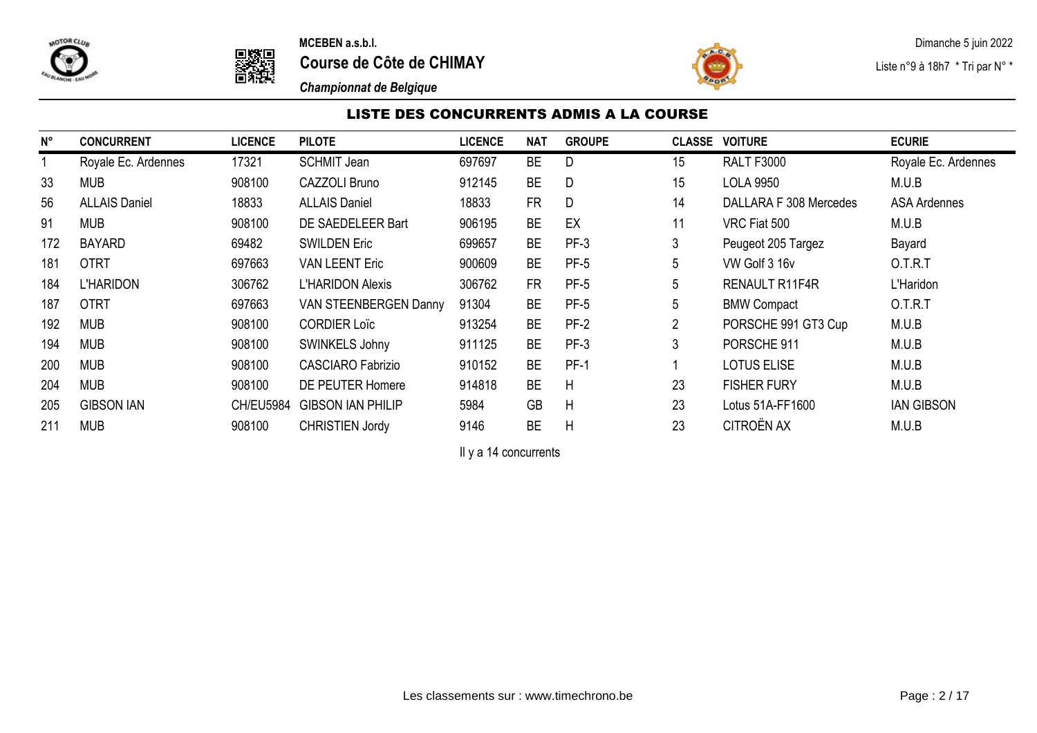MCEBEN a.s.b.l.

# Course de Côte de CHIMAY

*Championnat de Belgique*

Dimanche 5 juin 2022

Liste n°9 à 18h7 * Tri par N° *

## LISTE DES CONCURRENTS ADMIS A LA COURSE

| N° | CONCURRENT | LICENCE | PILOTE | LICENCE | NAT | GROUPE | CLASSE | VOITURE | ECURIE |
|---|---|---|---|---|---|---|---|---|---|
| 1 | Royale Ec. Ardennes | 17321 | SCHMIT Jean | 697697 | BE | D | 15 | RALT F3000 | Royale Ec. Ardennes |
| 33 | MUB | 908100 | CAZZOLI Bruno | 912145 | BE | D | 15 | LOLA 9950 | M.U.B |
| 56 | ALLAIS Daniel | 18833 | ALLAIS Daniel | 18833 | FR | D | 14 | DALLARA F 308 Mercedes | ASA Ardennes |
| 91 | MUB | 908100 | DE SAEDELEER Bart | 906195 | BE | EX | 11 | VRC Fiat 500 | M.U.B |
| 172 | BAYARD | 69482 | SWILDEN Eric | 699657 | BE | PF-3 | 3 | Peugeot 205 Targez | Bayard |
| 181 | OTRT | 697663 | VAN LEENT Eric | 900609 | BE | PF-5 | 5 | VW Golf 3 16v | O.T.R.T |
| 184 | L'HARIDON | 306762 | L'HARIDON Alexis | 306762 | FR | PF-5 | 5 | RENAULT R11F4R | L'Haridon |
| 187 | OTRT | 697663 | VAN STEENBERGEN Danny | 91304 | BE | PF-5 | 5 | BMW Compact | O.T.R.T |
| 192 | MUB | 908100 | CORDIER Loïc | 913254 | BE | PF-2 | 2 | PORSCHE 991 GT3 Cup | M.U.B |
| 194 | MUB | 908100 | SWINKELS Johny | 911125 | BE | PF-3 | 3 | PORSCHE 911 | M.U.B |
| 200 | MUB | 908100 | CASCIARO Fabrizio | 910152 | BE | PF-1 | 1 | LOTUS ELISE | M.U.B |
| 204 | MUB | 908100 | DE PEUTER Homere | 914818 | BE | H | 23 | FISHER FURY | M.U.B |
| 205 | GIBSON IAN | CH/EU5984 | GIBSON IAN PHILIP | 5984 | GB | H | 23 | Lotus 51A-FF1600 | IAN GIBSON |
| 211 | MUB | 908100 | CHRISTIEN Jordy | 9146 | BE | H | 23 | CITROËN AX | M.U.B |

Il y a 14 concurrents

Les classements sur : www.timechrono.be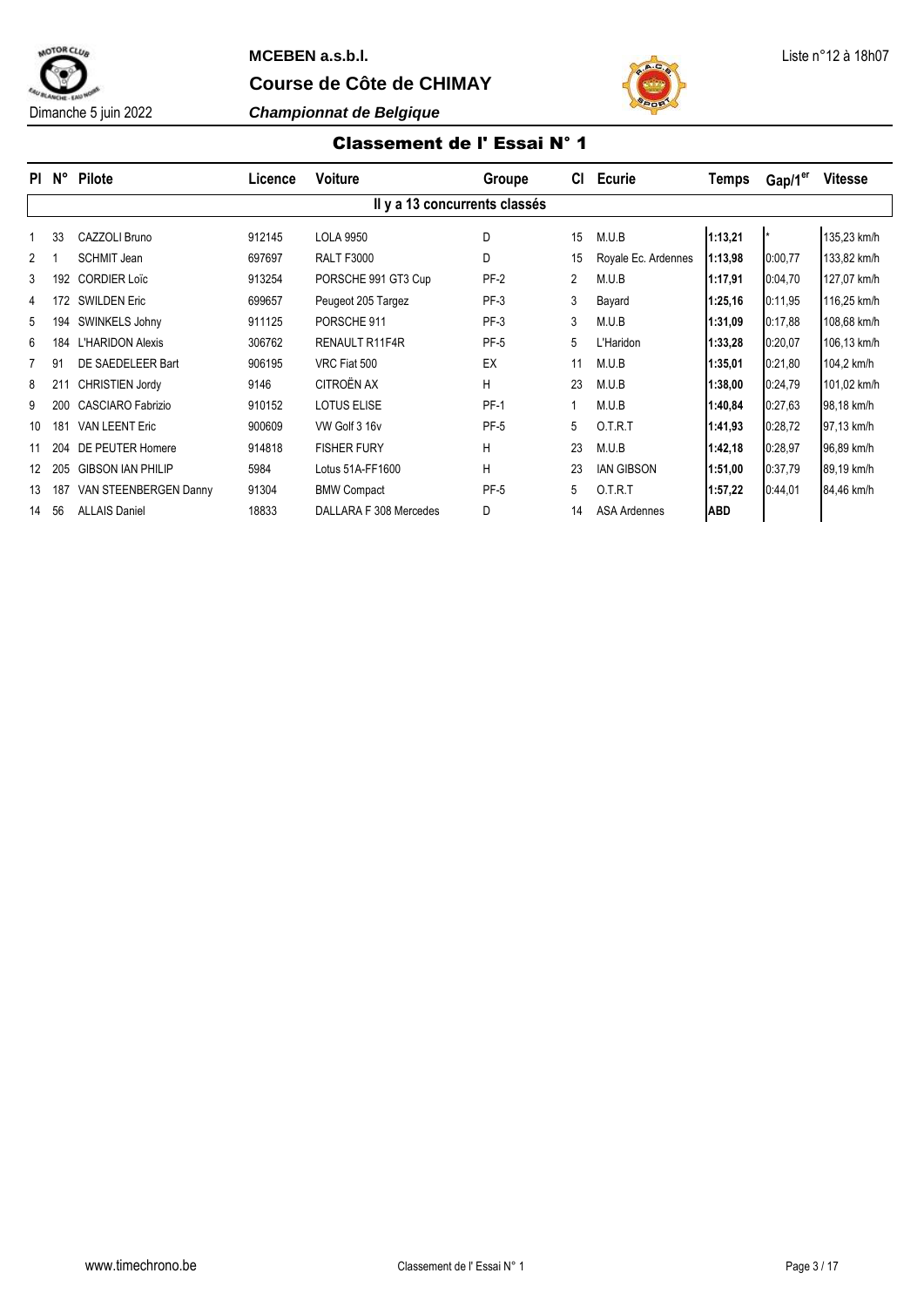**MCEBEN a.s.b.l.**

**Course de Côte de CHIMAY**

Dimanche 5 juin 2022

***Championnat de Belgique***

Liste n°12 à 18h07

## Classement de l' Essai N° 1

| Pl | N° | Pilote | Licence | Voiture | Groupe | Cl | Ecurie | Temps | Gap/1er | Vitesse |
|---|---|---|---|---|---|---|---|---|---|---|
| | | | | Il y a 13 concurrents classés | | | | | | |
| 1 | 33 | CAZZOLI Bruno | 912145 | LOLA 9950 | D | 15 | M.U.B | **1:13,21** | * | 135,23 km/h |
| 2 | 1 | SCHMIT Jean | 697697 | RALT F3000 | D | 15 | Royale Ec. Ardennes | **1:13,98** | 0:00,77 | 133,82 km/h |
| 3 | 192 | CORDIER Loïc | 913254 | PORSCHE 991 GT3 Cup | PF-2 | 2 | M.U.B | **1:17,91** | 0:04,70 | 127,07 km/h |
| 4 | 172 | SWILDEN Eric | 699657 | Peugeot 205 Targez | PF-3 | 3 | Bayard | **1:25,16** | 0:11,95 | 116,25 km/h |
| 5 | 194 | SWINKELS Johny | 911125 | PORSCHE 911 | PF-3 | 3 | M.U.B | **1:31,09** | 0:17,88 | 108,68 km/h |
| 6 | 184 | L'HARIDON Alexis | 306762 | RENAULT R11F4R | PF-5 | 5 | L'Haridon | **1:33,28** | 0:20,07 | 106,13 km/h |
| 7 | 91 | DE SAEDELEER Bart | 906195 | VRC Fiat 500 | EX | 11 | M.U.B | **1:35,01** | 0:21,80 | 104,2 km/h |
| 8 | 211 | CHRISTIEN Jordy | 9146 | CITROËN AX | H | 23 | M.U.B | **1:38,00** | 0:24,79 | 101,02 km/h |
| 9 | 200 | CASCIARO Fabrizio | 910152 | LOTUS ELISE | PF-1 | 1 | M.U.B | **1:40,84** | 0:27,63 | 98,18 km/h |
| 10 | 181 | VAN LEENT Eric | 900609 | VW Golf 3 16v | PF-5 | 5 | O.T.R.T | **1:41,93** | 0:28,72 | 97,13 km/h |
| 11 | 204 | DE PEUTER Homere | 914818 | FISHER FURY | H | 23 | M.U.B | **1:42,18** | 0:28,97 | 96,89 km/h |
| 12 | 205 | GIBSON IAN PHILIP | 5984 | Lotus 51A-FF1600 | H | 23 | IAN GIBSON | **1:51,00** | 0:37,79 | 89,19 km/h |
| 13 | 187 | VAN STEENBERGEN Danny | 91304 | BMW Compact | PF-5 | 5 | O.T.R.T | **1:57,22** | 0:44,01 | 84,46 km/h |
| 14 | 56 | ALLAIS Daniel | 18833 | DALLARA F 308 Mercedes | D | 14 | ASA Ardennes | **ABD** | | |

www.timechrono.be

Classement de l' Essai N° 1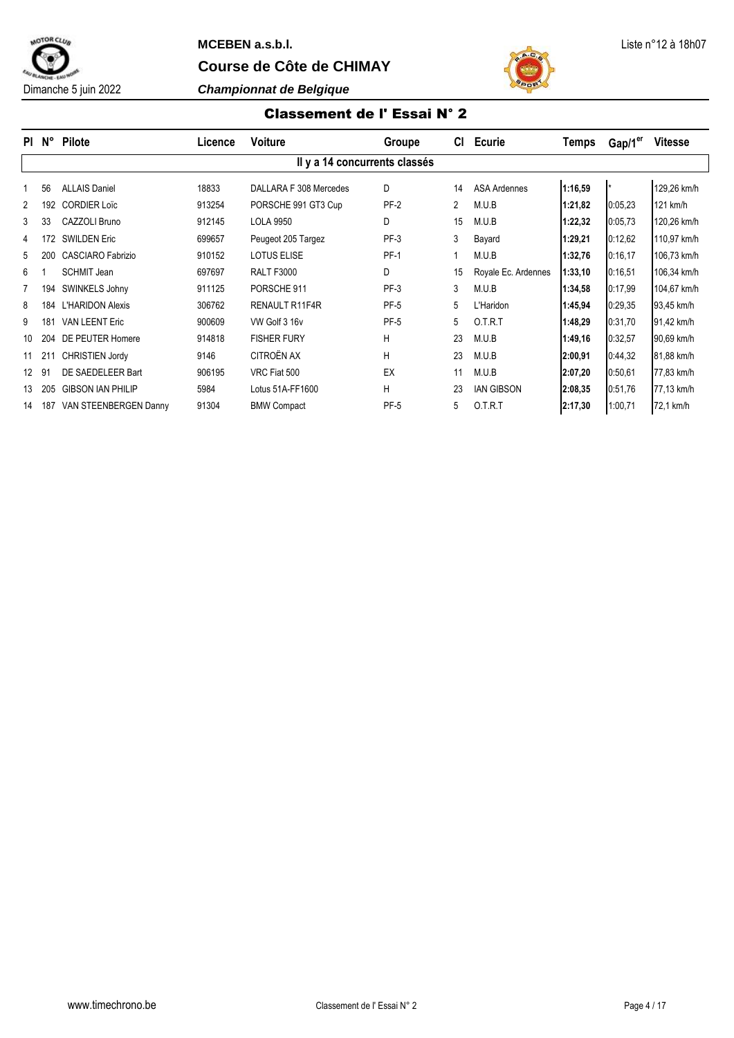MCEBEN a.s.b.l.

Liste n°12 à 18h07

## Course de Côte de CHIMAY

Dimanche 5 juin 2022

***Championnat de Belgique***

# Classement de l' Essai N° 2

| Pl | N° | Pilote | Licence | Voiture | Groupe | Cl | Ecurie | Temps | Gap/1er | Vitesse |
|---|---|---|---|---|---|---|---|---|---|---|
| **Il y a 14 concurrents classés** | | | | | | | | | | |
| 1 | 56 | ALLAIS Daniel | 18833 | DALLARA F 308 Mercedes | D | 14 | ASA Ardennes | **1:16,59** | * | 129,26 km/h |
| 2 | 192 | CORDIER Loïc | 913254 | PORSCHE 991 GT3 Cup | PF-2 | 2 | M.U.B | **1:21,82** | 0:05,23 | 121 km/h |
| 3 | 33 | CAZZOLI Bruno | 912145 | LOLA 9950 | D | 15 | M.U.B | **1:22,32** | 0:05,73 | 120,26 km/h |
| 4 | 172 | SWILDEN Eric | 699657 | Peugeot 205 Targez | PF-3 | 3 | Bayard | **1:29,21** | 0:12,62 | 110,97 km/h |
| 5 | 200 | CASCIARO Fabrizio | 910152 | LOTUS ELISE | PF-1 | 1 | M.U.B | **1:32,76** | 0:16,17 | 106,73 km/h |
| 6 | 1 | SCHMIT Jean | 697697 | RALT F3000 | D | 15 | Royale Ec. Ardennes | **1:33,10** | 0:16,51 | 106,34 km/h |
| 7 | 194 | SWINKELS Johny | 911125 | PORSCHE 911 | PF-3 | 3 | M.U.B | **1:34,58** | 0:17,99 | 104,67 km/h |
| 8 | 184 | L'HARIDON Alexis | 306762 | RENAULT R11F4R | PF-5 | 5 | L'Haridon | **1:45,94** | 0:29,35 | 93,45 km/h |
| 9 | 181 | VAN LEENT Eric | 900609 | VW Golf 3 16v | PF-5 | 5 | O.T.R.T | **1:48,29** | 0:31,70 | 91,42 km/h |
| 10 | 204 | DE PEUTER Homere | 914818 | FISHER FURY | H | 23 | M.U.B | **1:49,16** | 0:32,57 | 90,69 km/h |
| 11 | 211 | CHRISTIEN Jordy | 9146 | CITROËN AX | H | 23 | M.U.B | **2:00,91** | 0:44,32 | 81,88 km/h |
| 12 | 91 | DE SAEDELEER Bart | 906195 | VRC Fiat 500 | EX | 11 | M.U.B | **2:07,20** | 0:50,61 | 77,83 km/h |
| 13 | 205 | GIBSON IAN PHILIP | 5984 | Lotus 51A-FF1600 | H | 23 | IAN GIBSON | **2:08,35** | 0:51,76 | 77,13 km/h |
| 14 | 187 | VAN STEENBERGEN Danny | 91304 | BMW Compact | PF-5 | 5 | O.T.R.T | **2:17,30** | 1:00,71 | 72,1 km/h |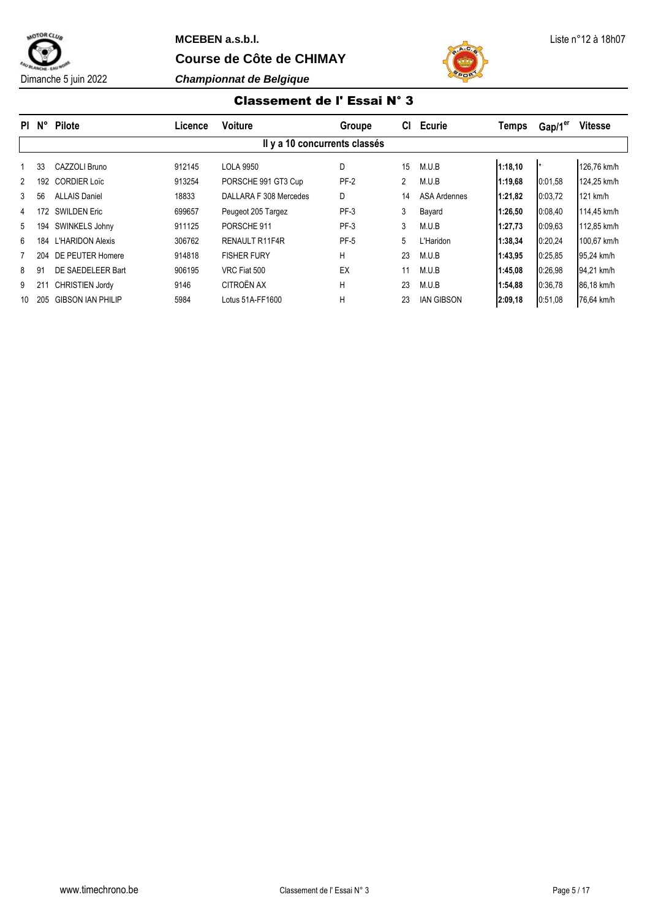**MCEBEN a.s.b.l.**

**Course de Côte de CHIMAY**

Liste n°12 à 18h07

Dimanche 5 juin 2022

***Championnat de Belgique***

## Classement de l' Essai N° 3

| Pl | N° | Pilote | Licence | Voiture | Groupe | Cl | Ecurie | Temps | Gap/1er | Vitesse |
|---|---|---|---|---|---|---|---|---|---|---|
| Il y a 10 concurrents classés | | | | | | | | | | |
| 1 | 33 | CAZZOLI Bruno | 912145 | LOLA 9950 | D | 15 | M.U.B | **1:18,10** | * | 126,76 km/h |
| 2 | 192 | CORDIER Loïc | 913254 | PORSCHE 991 GT3 Cup | PF-2 | 2 | M.U.B | **1:19,68** | 0:01,58 | 124,25 km/h |
| 3 | 56 | ALLAIS Daniel | 18833 | DALLARA F 308 Mercedes | D | 14 | ASA Ardennes | **1:21,82** | 0:03,72 | 121 km/h |
| 4 | 172 | SWILDEN Eric | 699657 | Peugeot 205 Targez | PF-3 | 3 | Bayard | **1:26,50** | 0:08,40 | 114,45 km/h |
| 5 | 194 | SWINKELS Johny | 911125 | PORSCHE 911 | PF-3 | 3 | M.U.B | **1:27,73** | 0:09,63 | 112,85 km/h |
| 6 | 184 | L'HARIDON Alexis | 306762 | RENAULT R11F4R | PF-5 | 5 | L'Haridon | **1:38,34** | 0:20,24 | 100,67 km/h |
| 7 | 204 | DE PEUTER Homere | 914818 | FISHER FURY | H | 23 | M.U.B | **1:43,95** | 0:25,85 | 95,24 km/h |
| 8 | 91 | DE SAEDELEER Bart | 906195 | VRC Fiat 500 | EX | 11 | M.U.B | **1:45,08** | 0:26,98 | 94,21 km/h |
| 9 | 211 | CHRISTIEN Jordy | 9146 | CITROËN AX | H | 23 | M.U.B | **1:54,88** | 0:36,78 | 86,18 km/h |
| 10 | 205 | GIBSON IAN PHILIP | 5984 | Lotus 51A-FF1600 | H | 23 | IAN GIBSON | **2:09,18** | 0:51,08 | 76,64 km/h |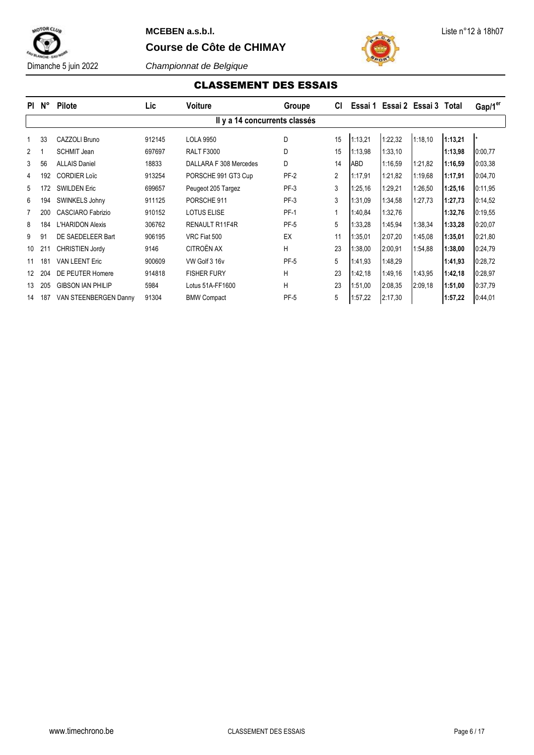**MCEBEN a.s.b.l.**

**Course de Côte de CHIMAY**

Liste n°12 à 18h07

Dimanche 5 juin 2022

*Championnat de Belgique*

## CLASSEMENT DES ESSAIS

| Pl | N° | Pilote | Lic | Voiture | Groupe | Cl | Essai 1 | Essai 2 | Essai 3 | Total | Gap/1er |
|---|---|---|---|---|---|---|---|---|---|---|---|
| | | | | Il y a 14 concurrents classés | | | | | | | |
| 1 | 33 | CAZZOLI Bruno | 912145 | LOLA 9950 | D | 15 | 1:13,21 | 1:22,32 | 1:18,10 | **1:13,21** | * |
| 2 | 1 | SCHMIT Jean | 697697 | RALT F3000 | D | 15 | 1:13,98 | 1:33,10 | | **1:13,98** | 0:00,77 |
| 3 | 56 | ALLAIS Daniel | 18833 | DALLARA F 308 Mercedes | D | 14 | ABD | 1:16,59 | 1:21,82 | **1:16,59** | 0:03,38 |
| 4 | 192 | CORDIER Loïc | 913254 | PORSCHE 991 GT3 Cup | PF-2 | 2 | 1:17,91 | 1:21,82 | 1:19,68 | **1:17,91** | 0:04,70 |
| 5 | 172 | SWILDEN Eric | 699657 | Peugeot 205 Targez | PF-3 | 3 | 1:25,16 | 1:29,21 | 1:26,50 | **1:25,16** | 0:11,95 |
| 6 | 194 | SWINKELS Johny | 911125 | PORSCHE 911 | PF-3 | 3 | 1:31,09 | 1:34,58 | 1:27,73 | **1:27,73** | 0:14,52 |
| 7 | 200 | CASCIARO Fabrizio | 910152 | LOTUS ELISE | PF-1 | 1 | 1:40,84 | 1:32,76 | | **1:32,76** | 0:19,55 |
| 8 | 184 | L'HARIDON Alexis | 306762 | RENAULT R11F4R | PF-5 | 5 | 1:33,28 | 1:45,94 | 1:38,34 | **1:33,28** | 0:20,07 |
| 9 | 91 | DE SAEDELEER Bart | 906195 | VRC Fiat 500 | EX | 11 | 1:35,01 | 2:07,20 | 1:45,08 | **1:35,01** | 0:21,80 |
| 10 | 211 | CHRISTIEN Jordy | 9146 | CITROËN AX | H | 23 | 1:38,00 | 2:00,91 | 1:54,88 | **1:38,00** | 0:24,79 |
| 11 | 181 | VAN LEENT Eric | 900609 | VW Golf 3 16v | PF-5 | 5 | 1:41,93 | 1:48,29 | | **1:41,93** | 0:28,72 |
| 12 | 204 | DE PEUTER Homere | 914818 | FISHER FURY | H | 23 | 1:42,18 | 1:49,16 | 1:43,95 | **1:42,18** | 0:28,97 |
| 13 | 205 | GIBSON IAN PHILIP | 5984 | Lotus 51A-FF1600 | H | 23 | 1:51,00 | 2:08,35 | 2:09,18 | **1:51,00** | 0:37,79 |
| 14 | 187 | VAN STEENBERGEN Danny | 91304 | BMW Compact | PF-5 | 5 | 1:57,22 | 2:17,30 | | **1:57,22** | 0:44,01 |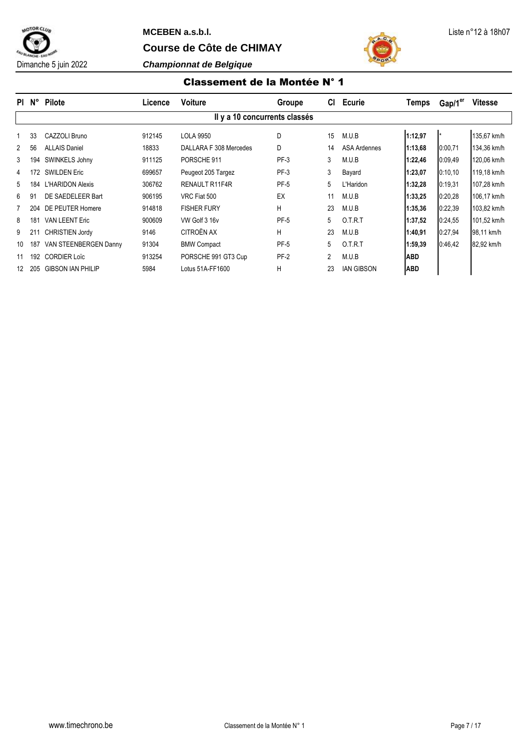**MCEBEN a.s.b.l.**

**Course de Côte de CHIMAY**

Dimanche 5 juin 2022

***Championnat de Belgique***

Liste n°12 à 18h07

## Classement de la Montée N° 1

| Pl | N° | Pilote | Licence | Voiture | Groupe | Cl | Ecurie | Temps | Gap/1er | Vitesse |
|---|---|---|---|---|---|---|---|---|---|---|
| | | | | Il y a 10 concurrents classés | | | | | | |
| 1 | 33 | CAZZOLI Bruno | 912145 | LOLA 9950 | D | 15 | M.U.B | **1:12,97** | * | 135,67 km/h |
| 2 | 56 | ALLAIS Daniel | 18833 | DALLARA F 308 Mercedes | D | 14 | ASA Ardennes | **1:13,68** | 0:00,71 | 134,36 km/h |
| 3 | 194 | SWINKELS Johny | 911125 | PORSCHE 911 | PF-3 | 3 | M.U.B | **1:22,46** | 0:09,49 | 120,06 km/h |
| 4 | 172 | SWILDEN Eric | 699657 | Peugeot 205 Targez | PF-3 | 3 | Bayard | **1:23,07** | 0:10,10 | 119,18 km/h |
| 5 | 184 | L'HARIDON Alexis | 306762 | RENAULT R11F4R | PF-5 | 5 | L'Haridon | **1:32,28** | 0:19,31 | 107,28 km/h |
| 6 | 91 | DE SAEDELEER Bart | 906195 | VRC Fiat 500 | EX | 11 | M.U.B | **1:33,25** | 0:20,28 | 106,17 km/h |
| 7 | 204 | DE PEUTER Homere | 914818 | FISHER FURY | H | 23 | M.U.B | **1:35,36** | 0:22,39 | 103,82 km/h |
| 8 | 181 | VAN LEENT Eric | 900609 | VW Golf 3 16v | PF-5 | 5 | O.T.R.T | **1:37,52** | 0:24,55 | 101,52 km/h |
| 9 | 211 | CHRISTIEN Jordy | 9146 | CITROËN AX | H | 23 | M.U.B | **1:40,91** | 0:27,94 | 98,11 km/h |
| 10 | 187 | VAN STEENBERGEN Danny | 91304 | BMW Compact | PF-5 | 5 | O.T.R.T | **1:59,39** | 0:46,42 | 82,92 km/h |
| 11 | 192 | CORDIER Loïc | 913254 | PORSCHE 991 GT3 Cup | PF-2 | 2 | M.U.B | **ABD** | | |
| 12 | 205 | GIBSON IAN PHILIP | 5984 | Lotus 51A-FF1600 | H | 23 | IAN GIBSON | **ABD** | | |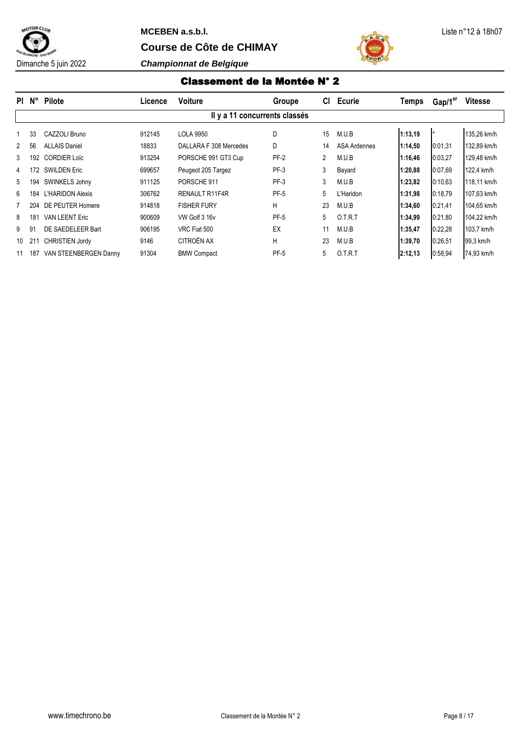**MCEBEN a.s.b.l.**

**Course de Côte de CHIMAY**

Dimanche 5 juin 2022

***Championnat de Belgique***

Liste n°12 à 18h07

## Classement de la Montée N° 2

| Pl | N° | Pilote | Licence | Voiture | Groupe | Cl | Ecurie | Temps | Gap/1er | Vitesse |
|---|---|---|---|---|---|---|---|---|---|---|
| | | | | Il y a 11 concurrents classés | | | | | | |
| 1 | 33 | CAZZOLI Bruno | 912145 | LOLA 9950 | D | 15 | M.U.B | **1:13,19** | * | 135,26 km/h |
| 2 | 56 | ALLAIS Daniel | 18833 | DALLARA F 308 Mercedes | D | 14 | ASA Ardennes | **1:14,50** | 0:01,31 | 132,89 km/h |
| 3 | 192 | CORDIER Loïc | 913254 | PORSCHE 991 GT3 Cup | PF-2 | 2 | M.U.B | **1:16,46** | 0:03,27 | 129,48 km/h |
| 4 | 172 | SWILDEN Eric | 699657 | Peugeot 205 Targez | PF-3 | 3 | Bayard | **1:20,88** | 0:07,69 | 122,4 km/h |
| 5 | 194 | SWINKELS Johny | 911125 | PORSCHE 911 | PF-3 | 3 | M.U.B | **1:23,82** | 0:10,63 | 118,11 km/h |
| 6 | 184 | L'HARIDON Alexis | 306762 | RENAULT R11F4R | PF-5 | 5 | L'Haridon | **1:31,98** | 0:18,79 | 107,63 km/h |
| 7 | 204 | DE PEUTER Homere | 914818 | FISHER FURY | H | 23 | M.U.B | **1:34,60** | 0:21,41 | 104,65 km/h |
| 8 | 181 | VAN LEENT Eric | 900609 | VW Golf 3 16v | PF-5 | 5 | O.T.R.T | **1:34,99** | 0:21,80 | 104,22 km/h |
| 9 | 91 | DE SAEDELEER Bart | 906195 | VRC Fiat 500 | EX | 11 | M.U.B | **1:35,47** | 0:22,28 | 103,7 km/h |
| 10 | 211 | CHRISTIEN Jordy | 9146 | CITROËN AX | H | 23 | M.U.B | **1:39,70** | 0:26,51 | 99,3 km/h |
| 11 | 187 | VAN STEENBERGEN Danny | 91304 | BMW Compact | PF-5 | 5 | O.T.R.T | **2:12,13** | 0:58,94 | 74,93 km/h |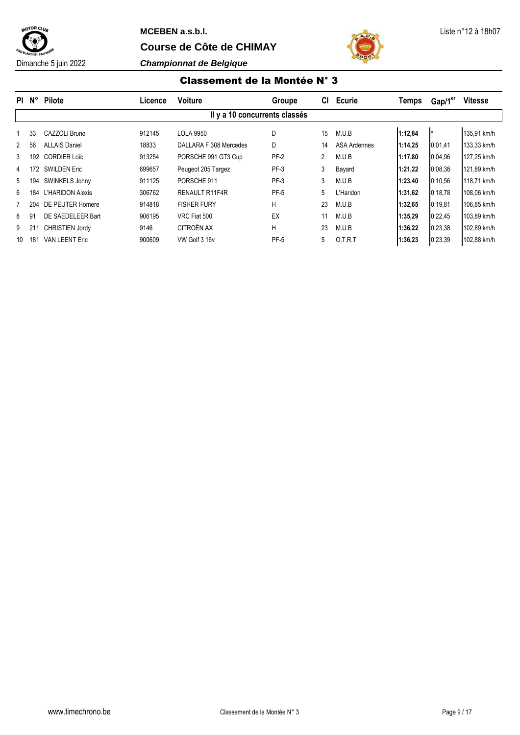MCEBEN a.s.b.l.

Liste n°12 à 18h07

**Course de Côte de CHIMAY**

Dimanche 5 juin 2022

***Championnat de Belgique***

## Classement de la Montée N° 3

| Pl | N° | Pilote | Licence | Voiture | Groupe | Cl | Ecurie | Temps | Gap/1er | Vitesse |
|---|---|---|---|---|---|---|---|---|---|---|
| Il y a 10 concurrents classés | | | | | | | | | | |
| 1 | 33 | CAZZOLI Bruno | 912145 | LOLA 9950 | D | 15 | M.U.B | **1:12,84** | * | 135,91 km/h |
| 2 | 56 | ALLAIS Daniel | 18833 | DALLARA F 308 Mercedes | D | 14 | ASA Ardennes | **1:14,25** | 0:01,41 | 133,33 km/h |
| 3 | 192 | CORDIER Loïc | 913254 | PORSCHE 991 GT3 Cup | PF-2 | 2 | M.U.B | **1:17,80** | 0:04,96 | 127,25 km/h |
| 4 | 172 | SWILDEN Eric | 699657 | Peugeot 205 Targez | PF-3 | 3 | Bayard | **1:21,22** | 0:08,38 | 121,89 km/h |
| 5 | 194 | SWINKELS Johny | 911125 | PORSCHE 911 | PF-3 | 3 | M.U.B | **1:23,40** | 0:10,56 | 118,71 km/h |
| 6 | 184 | L'HARIDON Alexis | 306762 | RENAULT R11F4R | PF-5 | 5 | L'Haridon | **1:31,62** | 0:18,78 | 108,06 km/h |
| 7 | 204 | DE PEUTER Homere | 914818 | FISHER FURY | H | 23 | M.U.B | **1:32,65** | 0:19,81 | 106,85 km/h |
| 8 | 91 | DE SAEDELEER Bart | 906195 | VRC Fiat 500 | EX | 11 | M.U.B | **1:35,29** | 0:22,45 | 103,89 km/h |
| 9 | 211 | CHRISTIEN Jordy | 9146 | CITROËN AX | H | 23 | M.U.B | **1:36,22** | 0:23,38 | 102,89 km/h |
| 10 | 181 | VAN LEENT Eric | 900609 | VW Golf 3 16v | PF-5 | 5 | O.T.R.T | **1:36,23** | 0:23,39 | 102,88 km/h |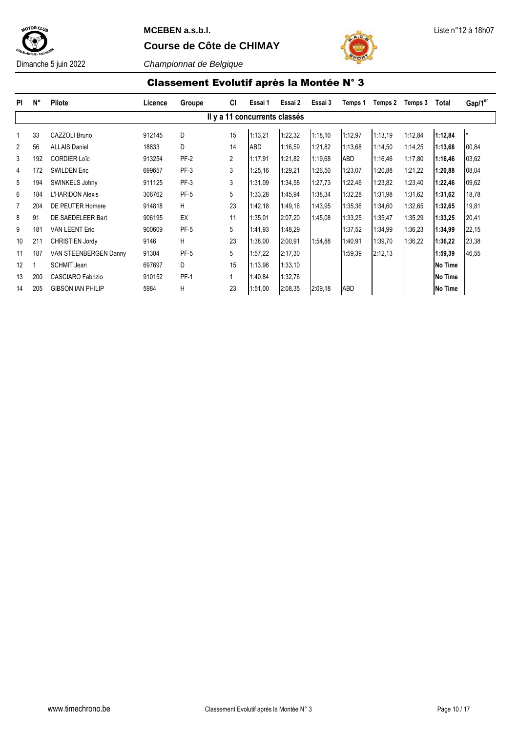**MCEBEN a.s.b.l.**

**Course de Côte de CHIMAY**

Liste n°12 à 18h07

Dimanche 5 juin 2022

*Championnat de Belgique*

## Classement Evolutif après la Montée N° 3

| Pl | N° | Pilote | Licence | Groupe | Cl | Essai 1 | Essai 2 | Essai 3 | Temps 1 | Temps 2 | Temps 3 | Total | Gap/1er |
|---|---|---|---|---|---|---|---|---|---|---|---|---|---|
| Il y a 11 concurrents classés | | | | | | | | | | | | | |
| 1 | 33 | CAZZOLI Bruno | 912145 | D | 15 | 1:13,21 | 1:22,32 | 1:18,10 | 1:12,97 | 1:13,19 | 1:12,84 | **1:12,84** | * |
| 2 | 56 | ALLAIS Daniel | 18833 | D | 14 | ABD | 1:16,59 | 1:21,82 | 1:13,68 | 1:14,50 | 1:14,25 | **1:13,68** | 00,84 |
| 3 | 192 | CORDIER Loïc | 913254 | PF-2 | 2 | 1:17,91 | 1:21,82 | 1:19,68 | ABD | 1:16,46 | 1:17,80 | **1:16,46** | 03,62 |
| 4 | 172 | SWILDEN Eric | 699657 | PF-3 | 3 | 1:25,16 | 1:29,21 | 1:26,50 | 1:23,07 | 1:20,88 | 1:21,22 | **1:20,88** | 08,04 |
| 5 | 194 | SWINKELS Johny | 911125 | PF-3 | 3 | 1:31,09 | 1:34,58 | 1:27,73 | 1:22,46 | 1:23,82 | 1:23,40 | **1:22,46** | 09,62 |
| 6 | 184 | L'HARIDON Alexis | 306762 | PF-5 | 5 | 1:33,28 | 1:45,94 | 1:38,34 | 1:32,28 | 1:31,98 | 1:31,62 | **1:31,62** | 18,78 |
| 7 | 204 | DE PEUTER Homere | 914818 | H | 23 | 1:42,18 | 1:49,16 | 1:43,95 | 1:35,36 | 1:34,60 | 1:32,65 | **1:32,65** | 19,81 |
| 8 | 91 | DE SAEDELEER Bart | 906195 | EX | 11 | 1:35,01 | 2:07,20 | 1:45,08 | 1:33,25 | 1:35,47 | 1:35,29 | **1:33,25** | 20,41 |
| 9 | 181 | VAN LEENT Eric | 900609 | PF-5 | 5 | 1:41,93 | 1:48,29 | | 1:37,52 | 1:34,99 | 1:36,23 | **1:34,99** | 22,15 |
| 10 | 211 | CHRISTIEN Jordy | 9146 | H | 23 | 1:38,00 | 2:00,91 | 1:54,88 | 1:40,91 | 1:39,70 | 1:36,22 | **1:36,22** | 23,38 |
| 11 | 187 | VAN STEENBERGEN Danny | 91304 | PF-5 | 5 | 1:57,22 | 2:17,30 | | 1:59,39 | 2:12,13 | | **1:59,39** | 46,55 |
| 12 | 1 | SCHMIT Jean | 697697 | D | 15 | 1:13,98 | 1:33,10 | | | | | **No Time** | |
| 13 | 200 | CASCIARO Fabrizio | 910152 | PF-1 | 1 | 1:40,84 | 1:32,76 | | | | | **No Time** | |
| 14 | 205 | GIBSON IAN PHILIP | 5984 | H | 23 | 1:51,00 | 2:08,35 | 2:09,18 | ABD | | | **No Time** | |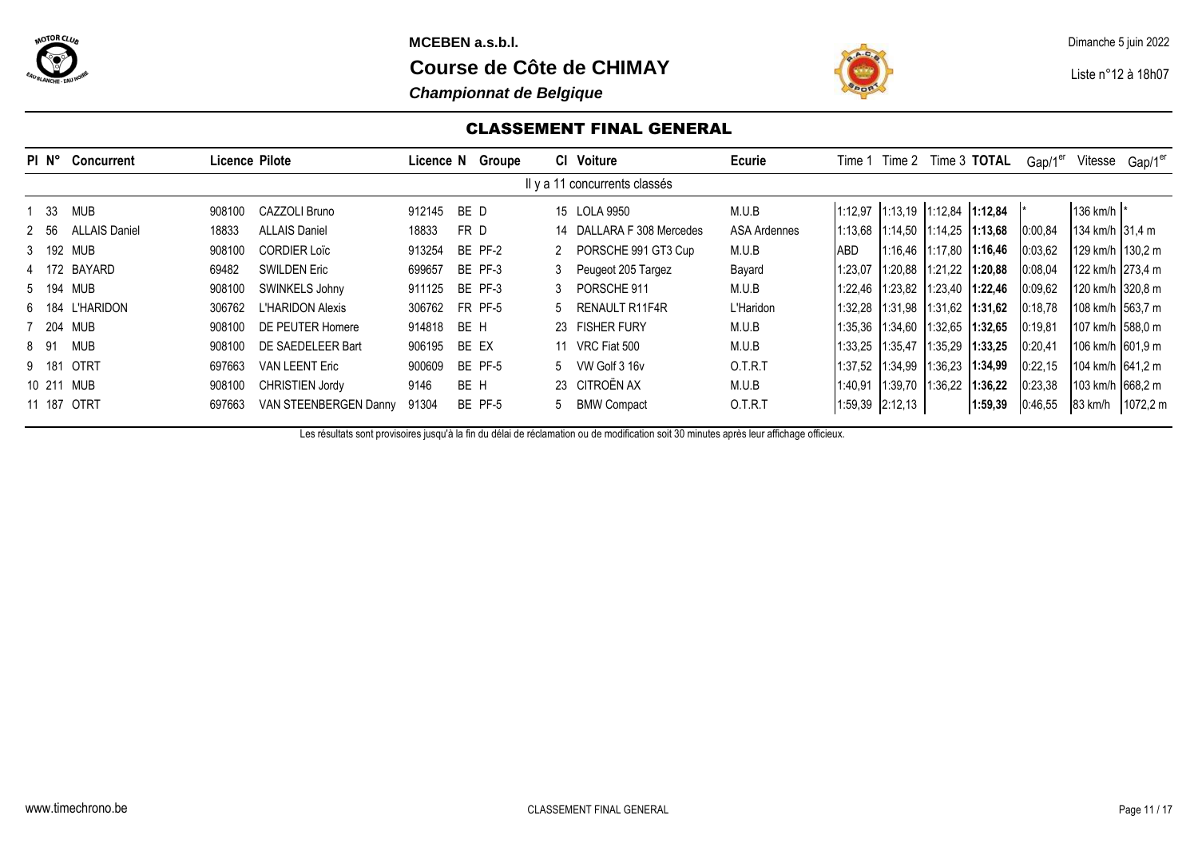**MCEBEN a.s.b.l.**

# Course de Côte de CHIMAY

***Championnat de Belgique***

Dimanche 5 juin 2022

Liste n°12 à 18h07

## CLASSEMENT FINAL GENERAL

| Pl | N° | Concurrent | Licence | Pilote | Licence N | Groupe | Cl | Voiture | Ecurie | Time 1 | Time 2 | Time 3 | TOTAL | Gap/1er | Vitesse | Gap/1er |
|---|---|---|---|---|---|---|---|---|---|---|---|---|---|---|---|---|
| Il y a 11 concurrents classés | | | | | | | | | | | | | | | | |
| 1 | 33 | MUB | 908100 | CAZZOLI Bruno | 912145 | BE D | 15 | LOLA 9950 | M.U.B | 1:12,97 | 1:13,19 | 1:12,84 | **1:12,84** | * | 136 km/h | * |
| 2 | 56 | ALLAIS Daniel | 18833 | ALLAIS Daniel | 18833 | FR D | 14 | DALLARA F 308 Mercedes | ASA Ardennes | 1:13,68 | 1:14,50 | 1:14,25 | **1:13,68** | 0:00,84 | 134 km/h | 31,4 m |
| 3 | 192 | MUB | 908100 | CORDIER Loïc | 913254 | BE PF-2 | 2 | PORSCHE 991 GT3 Cup | M.U.B | ABD | 1:16,46 | 1:17,80 | **1:16,46** | 0:03,62 | 129 km/h | 130,2 m |
| 4 | 172 | BAYARD | 69482 | SWILDEN Eric | 699657 | BE PF-3 | 3 | Peugeot 205 Targez | Bayard | 1:23,07 | 1:20,88 | 1:21,22 | **1:20,88** | 0:08,04 | 122 km/h | 273,4 m |
| 5 | 194 | MUB | 908100 | SWINKELS Johny | 911125 | BE PF-3 | 3 | PORSCHE 911 | M.U.B | 1:22,46 | 1:23,82 | 1:23,40 | **1:22,46** | 0:09,62 | 120 km/h | 320,8 m |
| 6 | 184 | L'HARIDON | 306762 | L'HARIDON Alexis | 306762 | FR PF-5 | 5 | RENAULT R11F4R | L'Haridon | 1:32,28 | 1:31,98 | 1:31,62 | **1:31,62** | 0:18,78 | 108 km/h | 563,7 m |
| 7 | 204 | MUB | 908100 | DE PEUTER Homere | 914818 | BE H | 23 | FISHER FURY | M.U.B | 1:35,36 | 1:34,60 | 1:32,65 | **1:32,65** | 0:19,81 | 107 km/h | 588,0 m |
| 8 | 91 | MUB | 908100 | DE SAEDELEER Bart | 906195 | BE EX | 11 | VRC Fiat 500 | M.U.B | 1:33,25 | 1:35,47 | 1:35,29 | **1:33,25** | 0:20,41 | 106 km/h | 601,9 m |
| 9 | 181 | OTRT | 697663 | VAN LEENT Eric | 900609 | BE PF-5 | 5 | VW Golf 3 16v | O.T.R.T | 1:37,52 | 1:34,99 | 1:36,23 | **1:34,99** | 0:22,15 | 104 km/h | 641,2 m |
| 10 | 211 | MUB | 908100 | CHRISTIEN Jordy | 9146 | BE H | 23 | CITROËN AX | M.U.B | 1:40,91 | 1:39,70 | 1:36,22 | **1:36,22** | 0:23,38 | 103 km/h | 668,2 m |
| 11 | 187 | OTRT | 697663 | VAN STEENBERGEN Danny | 91304 | BE PF-5 | 5 | BMW Compact | O.T.R.T | 1:59,39 | 2:12,13 | | **1:59,39** | 0:46,55 | 83 km/h | 1072,2 m |

Les résultats sont provisoires jusqu'à la fin du délai de réclamation ou de modification soit 30 minutes après leur affichage officieux.

www.timechrono.be

CLASSEMENT FINAL GENERAL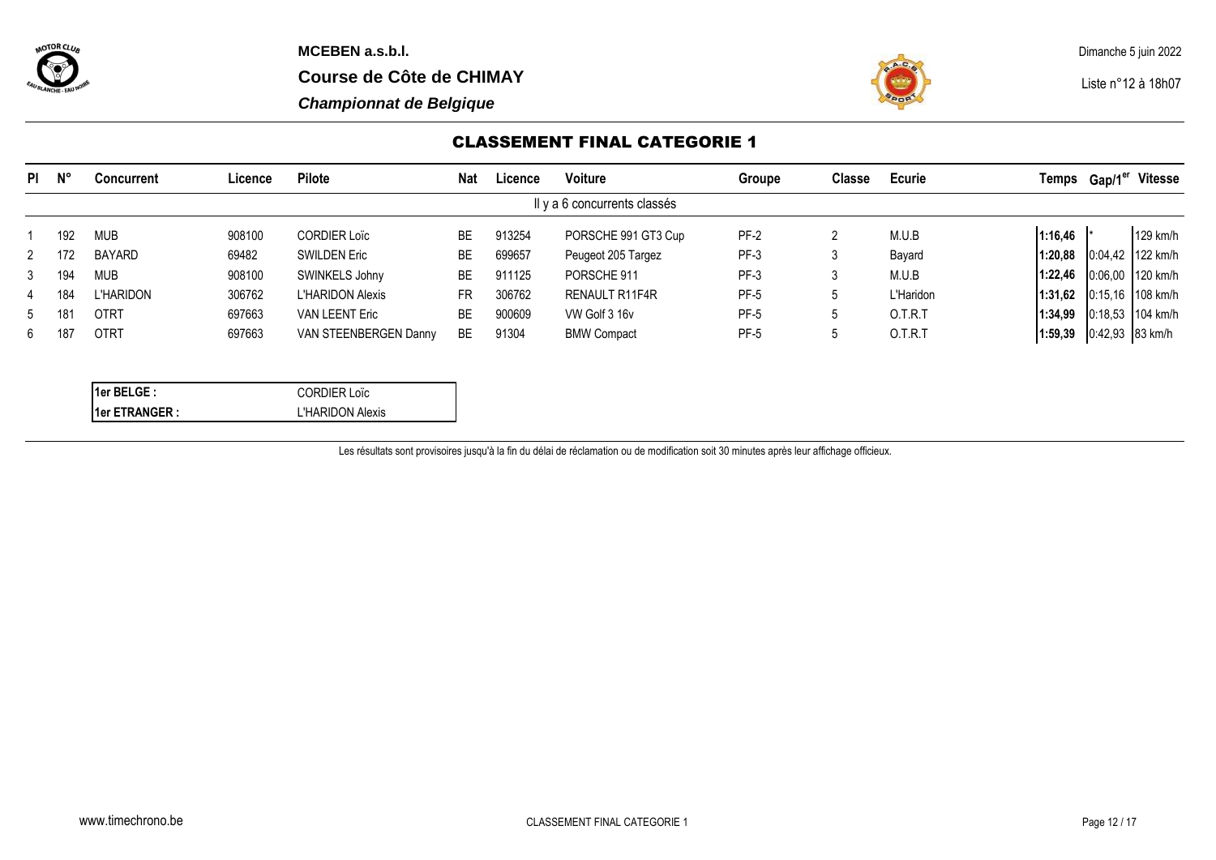**MCEBEN a.s.b.l.**

**Course de Côte de CHIMAY**

***Championnat de Belgique***

Dimanche 5 juin 2022

Liste n°12 à 18h07

## CLASSEMENT FINAL CATEGORIE 1

| Pl | N° | Concurrent | Licence | Pilote | Nat | Licence | Voiture | Groupe | Classe | Ecurie | Temps | Gap/1er | Vitesse |
|---|---|---|---|---|---|---|---|---|---|---|---|---|---|
| | | | | | | | Il y a 6 concurrents classés | | | | | | |
| 1 | 192 | MUB | 908100 | CORDIER Loïc | BE | 913254 | PORSCHE 991 GT3 Cup | PF-2 | 2 | M.U.B | **1:16,46** | * | 129 km/h |
| 2 | 172 | BAYARD | 69482 | SWILDEN Eric | BE | 699657 | Peugeot 205 Targez | PF-3 | 3 | Bayard | **1:20,88** | 0:04,42 | 122 km/h |
| 3 | 194 | MUB | 908100 | SWINKELS Johny | BE | 911125 | PORSCHE 911 | PF-3 | 3 | M.U.B | **1:22,46** | 0:06,00 | 120 km/h |
| 4 | 184 | L'HARIDON | 306762 | L'HARIDON Alexis | FR | 306762 | RENAULT R11F4R | PF-5 | 5 | L'Haridon | **1:31,62** | 0:15,16 | 108 km/h |
| 5 | 181 | OTRT | 697663 | VAN LEENT Eric | BE | 900609 | VW Golf 3 16v | PF-5 | 5 | O.T.R.T | **1:34,99** | 0:18,53 | 104 km/h |
| 6 | 187 | OTRT | 697663 | VAN STEENBERGEN Danny | BE | 91304 | BMW Compact | PF-5 | 5 | O.T.R.T | **1:59,39** | 0:42,93 | 83 km/h |

| | |
|---|---|
| **1er BELGE :** | CORDIER Loïc |
| **1er ETRANGER :** | L'HARIDON Alexis |

Les résultats sont provisoires jusqu'à la fin du délai de réclamation ou de modification soit 30 minutes après leur affichage officieux.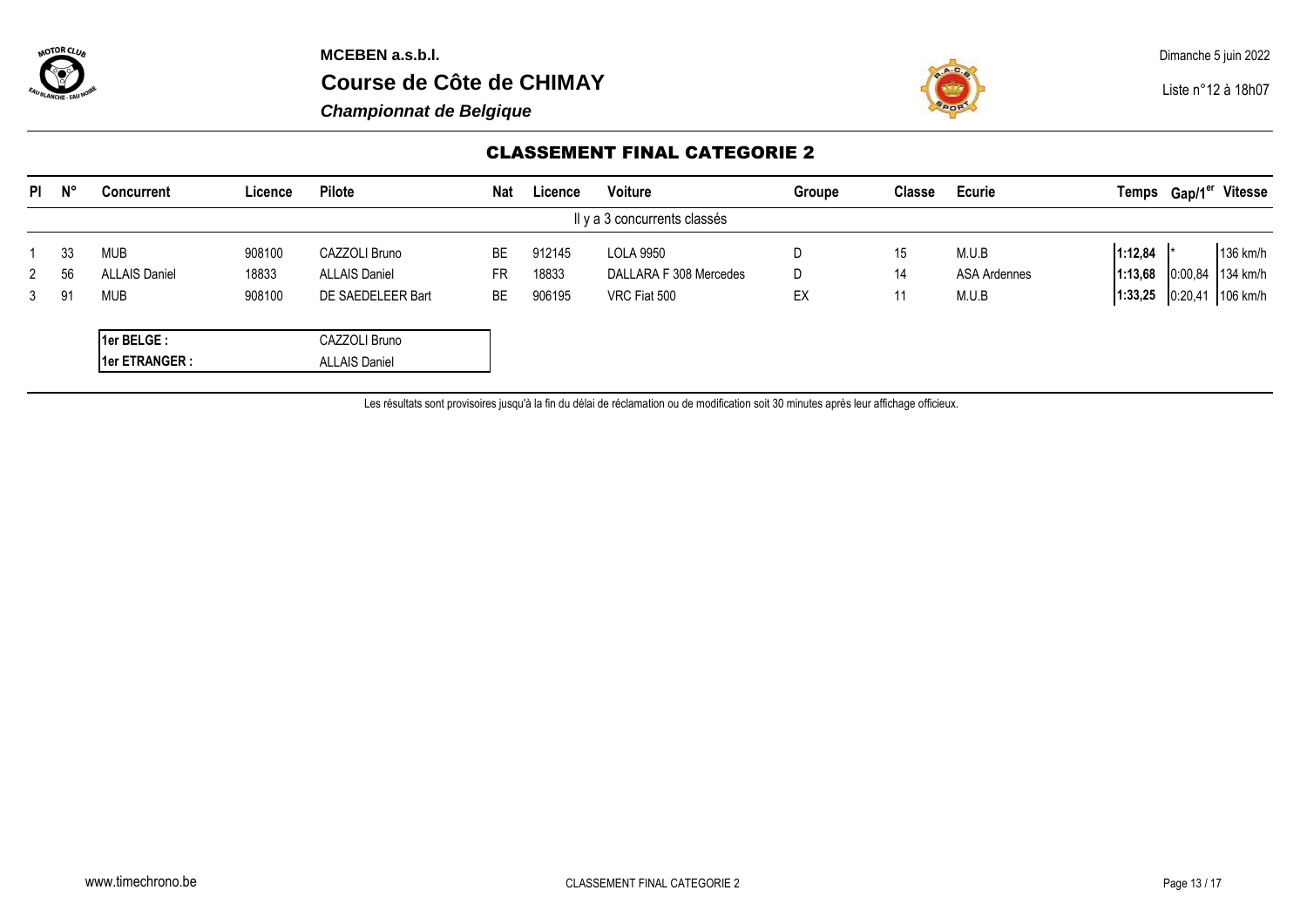**MCEBEN a.s.b.l.**

# Course de Côte de CHIMAY

***Championnat de Belgique***

Dimanche 5 juin 2022

Liste n°12 à 18h07

## CLASSEMENT FINAL CATEGORIE 2

| Pl | N° | Concurrent | Licence | Pilote | Nat | Licence | Voiture | Groupe | Classe | Ecurie | Temps | Gap/1er | Vitesse |
|---|---|---|---|---|---|---|---|---|---|---|---|---|---|
| | | | | | | | Il y a 3 concurrents classés | | | | | | |
| 1 | 33 | MUB | 908100 | CAZZOLI Bruno | BE | 912145 | LOLA 9950 | D | 15 | M.U.B | **1:12,84** | * | 136 km/h |
| 2 | 56 | ALLAIS Daniel | 18833 | ALLAIS Daniel | FR | 18833 | DALLARA F 308 Mercedes | D | 14 | ASA Ardennes | **1:13,68** | 0:00,84 | 134 km/h |
| 3 | 91 | MUB | 908100 | DE SAEDELEER Bart | BE | 906195 | VRC Fiat 500 | EX | 11 | M.U.B | **1:33,25** | 0:20,41 | 106 km/h |

| | |
|---|---|
| **1er BELGE :** | CAZZOLI Bruno |
| **1er ETRANGER :** | ALLAIS Daniel |

Les résultats sont provisoires jusqu'à la fin du délai de réclamation ou de modification soit 30 minutes après leur affichage officieux.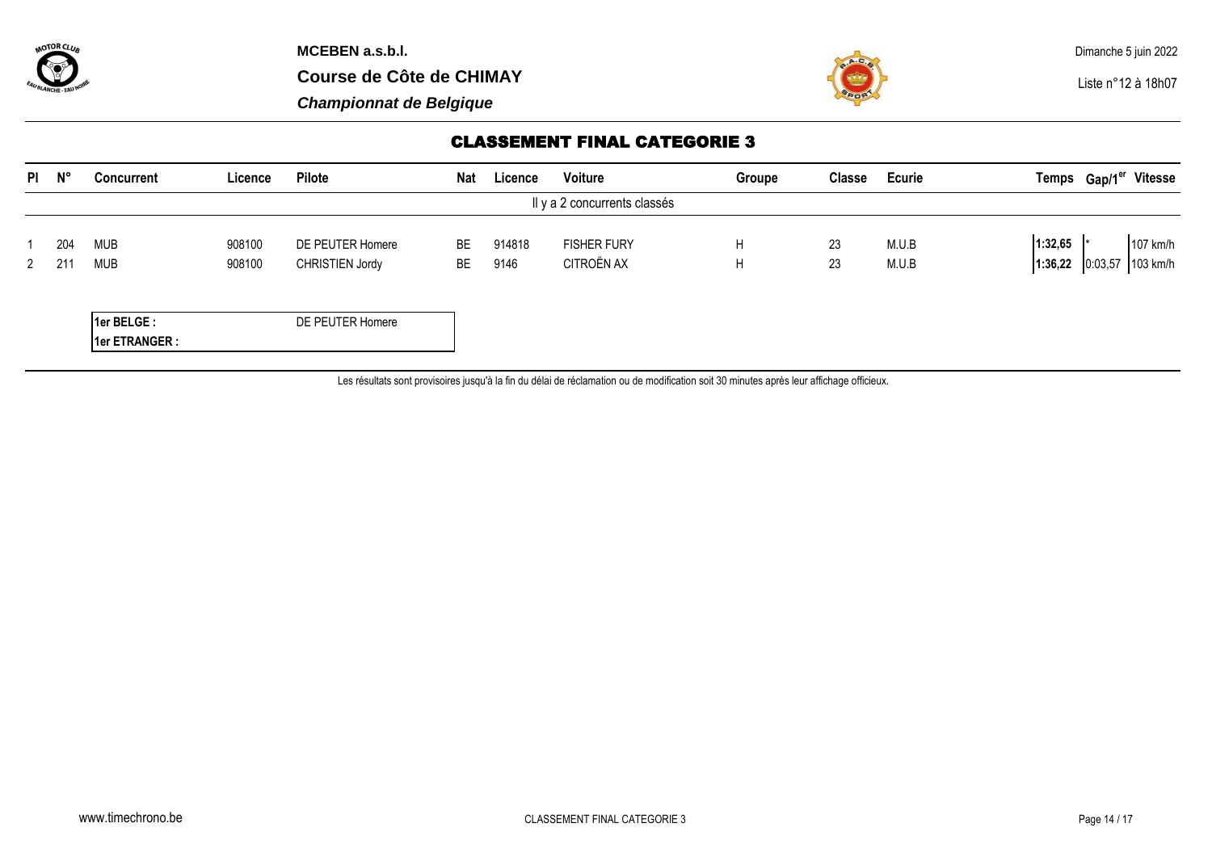MCEBEN a.s.b.l.

Course de Côte de CHIMAY

*Championnat de Belgique*

Dimanche 5 juin 2022

Liste n°12 à 18h07

## CLASSEMENT FINAL CATEGORIE 3

| Pl | N° | Concurrent | Licence | Pilote | Nat | Licence | Voiture | Groupe | Classe | Ecurie | Temps | Gap/1er | Vitesse |
|---|---|---|---|---|---|---|---|---|---|---|---|---|---|
| | | | | | | | Il y a 2 concurrents classés | | | | | | |
| 1 | 204 | MUB | 908100 | DE PEUTER Homere | BE | 914818 | FISHER FURY | H | 23 | M.U.B | **1:32,65** | * | 107 km/h |
| 2 | 211 | MUB | 908100 | CHRISTIEN Jordy | BE | 9146 | CITROËN AX | H | 23 | M.U.B | **1:36,22** | 0:03,57 | 103 km/h |

| | |
|---|---|
| **1er BELGE :** | DE PEUTER Homere |
| **1er ETRANGER :** | |

Les résultats sont provisoires jusqu'à la fin du délai de réclamation ou de modification soit 30 minutes après leur affichage officieux.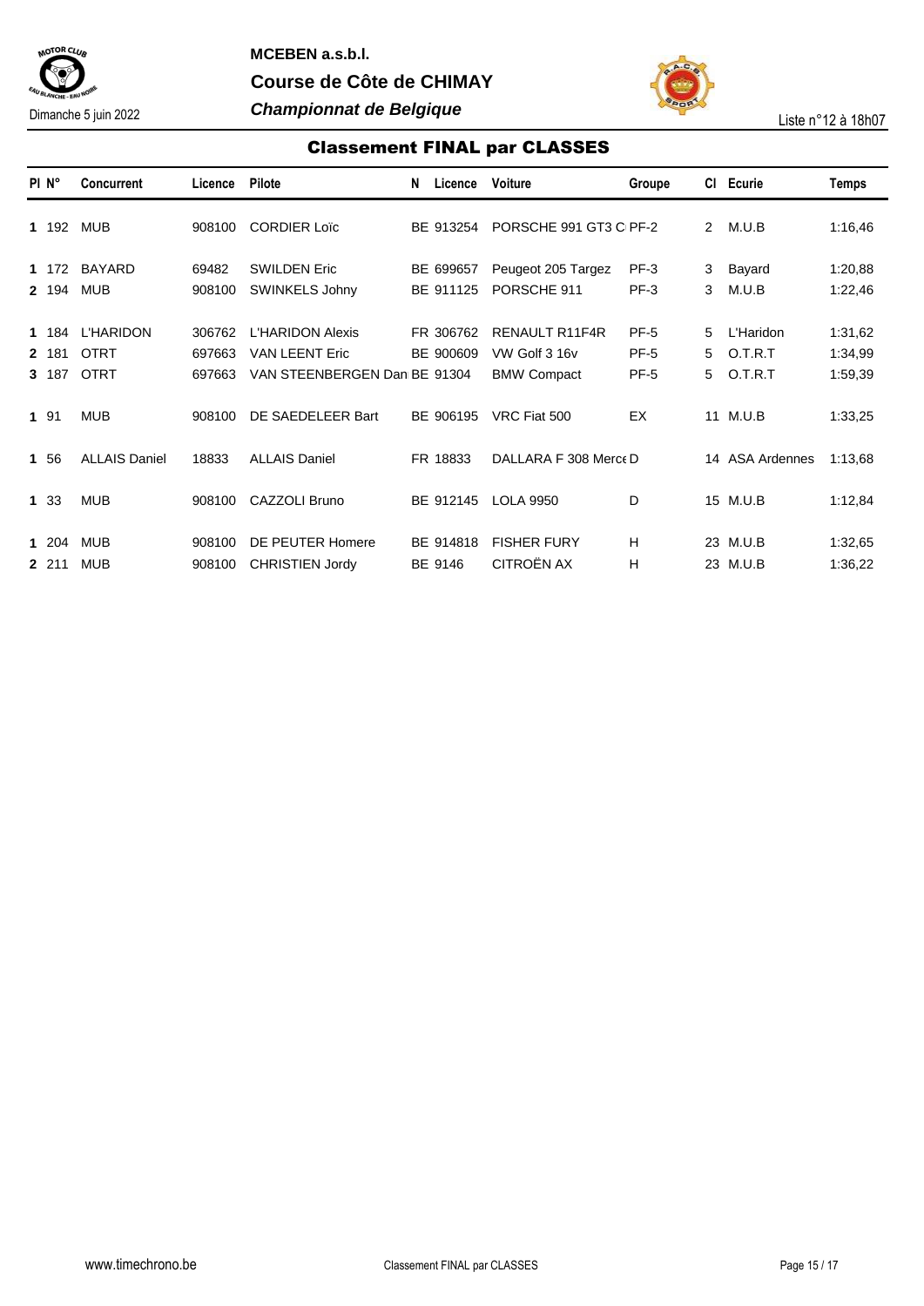MCEBEN a.s.b.l.

**Course de Côte de CHIMAY**

***Championnat de Belgique***

Dimanche 5 juin 2022

Liste n°12 à 18h07

## Classement FINAL par CLASSES

| Pl | N° | Concurrent | Licence | Pilote | N | Licence | Voiture | Groupe | Cl | Ecurie | Temps |
|---|---|---|---|---|---|---|---|---|---|---|---|
| **1** | 192 | MUB | 908100 | CORDIER Loïc | BE | 913254 | PORSCHE 991 GT3 C | PF-2 | 2 | M.U.B | 1:16,46 |
| **1** | 172 | BAYARD | 69482 | SWILDEN Eric | BE | 699657 | Peugeot 205 Targez | PF-3 | 3 | Bayard | 1:20,88 |
| **2** | 194 | MUB | 908100 | SWINKELS Johny | BE | 911125 | PORSCHE 911 | PF-3 | 3 | M.U.B | 1:22,46 |
| **1** | 184 | L'HARIDON | 306762 | L'HARIDON Alexis | FR | 306762 | RENAULT R11F4R | PF-5 | 5 | L'Haridon | 1:31,62 |
| **2** | 181 | OTRT | 697663 | VAN LEENT Eric | BE | 900609 | VW Golf 3 16v | PF-5 | 5 | O.T.R.T | 1:34,99 |
| **3** | 187 | OTRT | 697663 | VAN STEENBERGEN Dan | BE | 91304 | BMW Compact | PF-5 | 5 | O.T.R.T | 1:59,39 |
| **1** | 91 | MUB | 908100 | DE SAEDELEER Bart | BE | 906195 | VRC Fiat 500 | EX | 11 | M.U.B | 1:33,25 |
| **1** | 56 | ALLAIS Daniel | 18833 | ALLAIS Daniel | FR | 18833 | DALLARA F 308 Merce | D | 14 | ASA Ardennes | 1:13,68 |
| **1** | 33 | MUB | 908100 | CAZZOLI Bruno | BE | 912145 | LOLA 9950 | D | 15 | M.U.B | 1:12,84 |
| **1** | 204 | MUB | 908100 | DE PEUTER Homere | BE | 914818 | FISHER FURY | H | 23 | M.U.B | 1:32,65 |
| **2** | 211 | MUB | 908100 | CHRISTIEN Jordy | BE | 9146 | CITROËN AX | H | 23 | M.U.B | 1:36,22 |

www.timechrono.be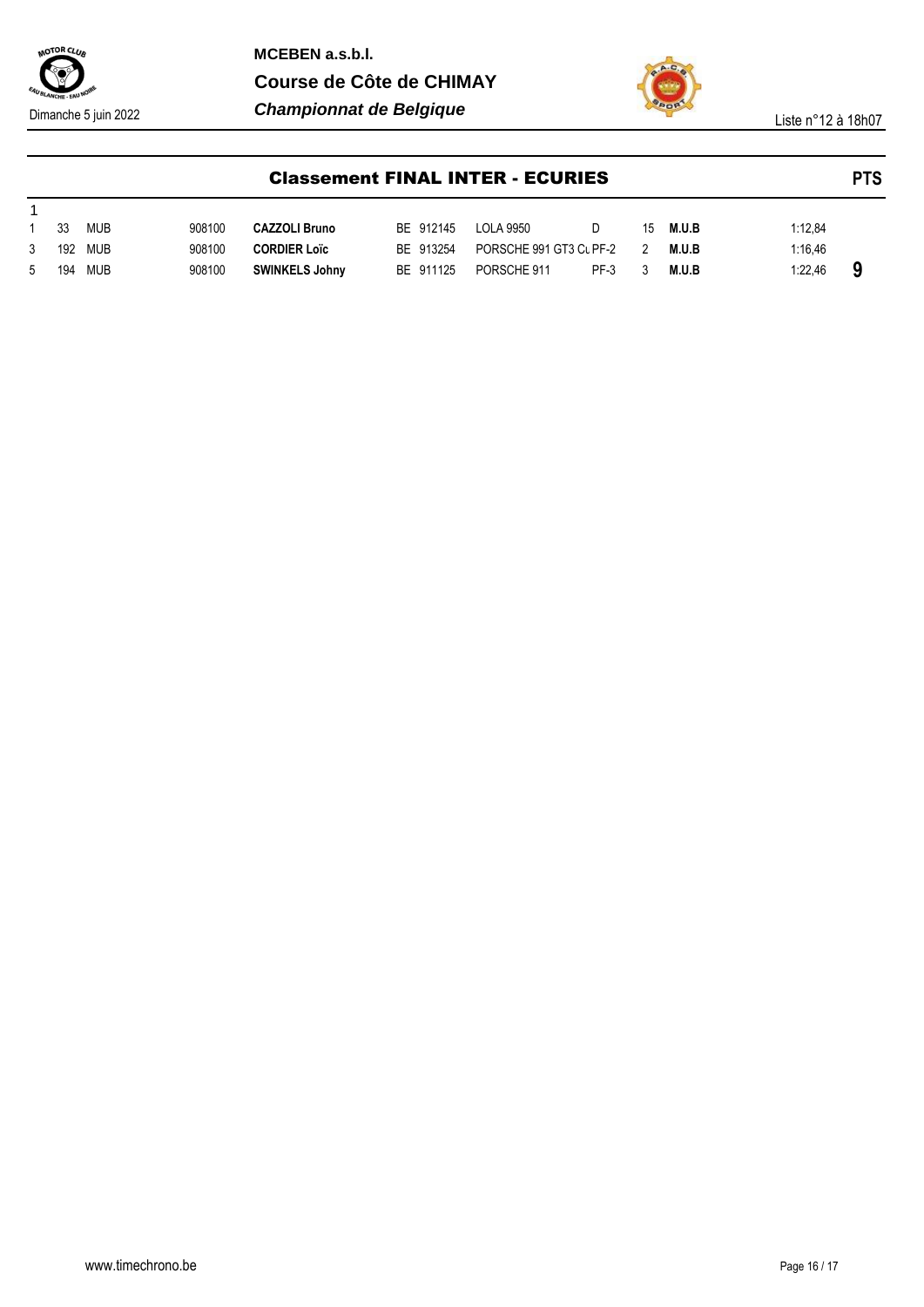MCEBEN a.s.b.l.

Course de Côte de CHIMAY

*Championnat de Belgique*

Dimanche 5 juin 2022

Liste n°12 à 18h07

## Classement FINAL INTER - ECURIES

| | | | | | | | | | | | | PTS |
|---|---|---|---|---|---|---|---|---|---|---|---|---|
| 1 | | | | | | | | | | | | |
| 1 | 33 | MUB | 908100 | **CAZZOLI Bruno** | BE | 912145 | LOLA 9950 | D | 15 | **M.U.B** | 1:12,84 | |
| 3 | 192 | MUB | 908100 | **CORDIER Loïc** | BE | 913254 | PORSCHE 991 GT3 Cu | PF-2 | 2 | **M.U.B** | 1:16,46 | |
| 5 | 194 | MUB | 908100 | **SWINKELS Johny** | BE | 911125 | PORSCHE 911 | PF-3 | 3 | **M.U.B** | 1:22,46 | **9** |

www.timechrono.be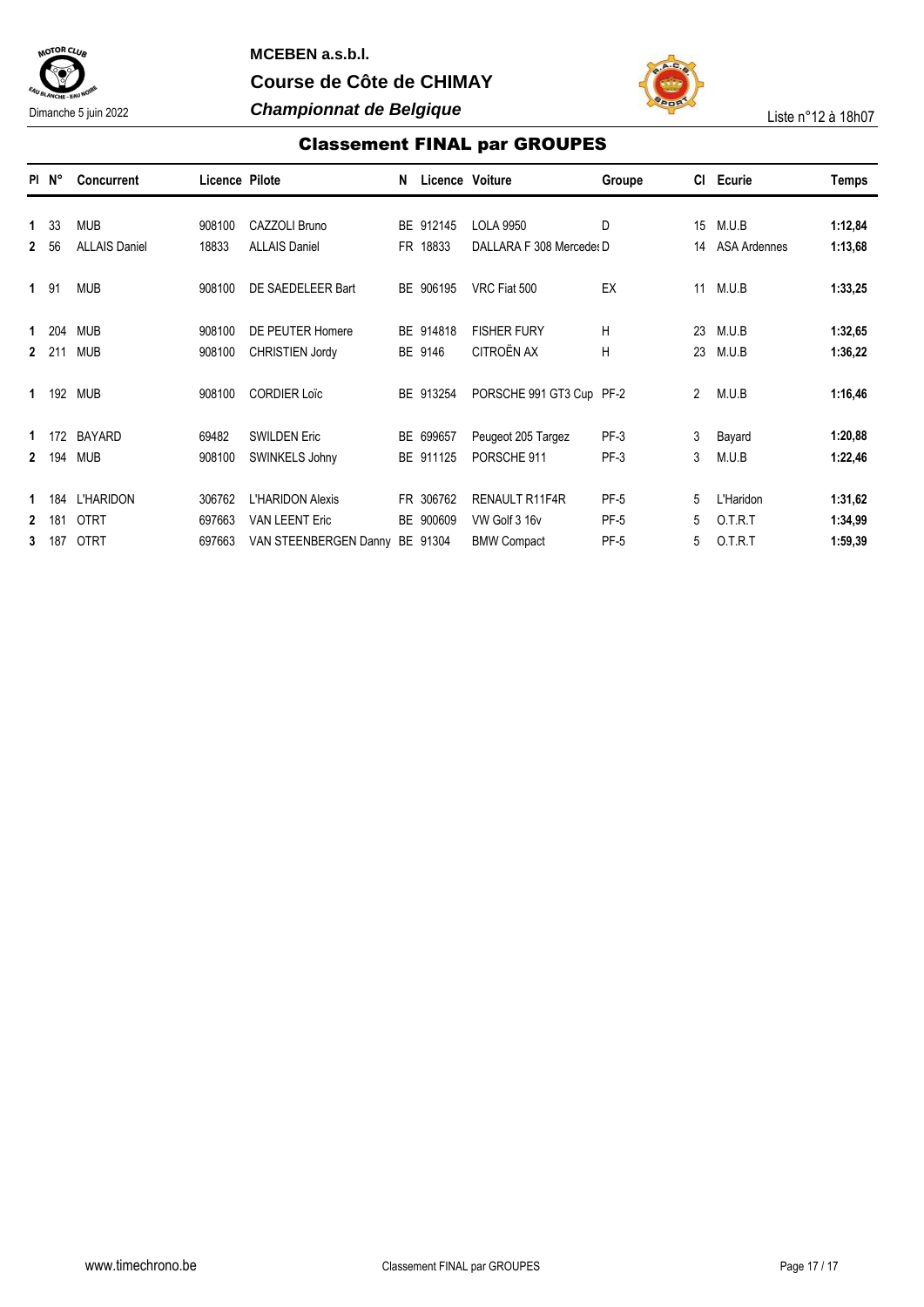MCEBEN a.s.b.l.

Course de Côte de CHIMAY

Dimanche 5 juin 2022

*Championnat de Belgique*

Liste n°12 à 18h07

## Classement FINAL par GROUPES

| Pl | N° | Concurrent | Licence | Pilote | N | Licence | Voiture | Groupe | Cl | Ecurie | Temps |
|---|---|---|---|---|---|---|---|---|---|---|---|
| 1 | 33 | MUB | 908100 | CAZZOLI Bruno | BE | 912145 | LOLA 9950 | D | 15 | M.U.B | **1:12,84** |
| 2 | 56 | ALLAIS Daniel | 18833 | ALLAIS Daniel | FR | 18833 | DALLARA F 308 Mercedes | D | 14 | ASA Ardennes | **1:13,68** |
| 1 | 91 | MUB | 908100 | DE SAEDELEER Bart | BE | 906195 | VRC Fiat 500 | EX | 11 | M.U.B | **1:33,25** |
| 1 | 204 | MUB | 908100 | DE PEUTER Homere | BE | 914818 | FISHER FURY | H | 23 | M.U.B | **1:32,65** |
| 2 | 211 | MUB | 908100 | CHRISTIEN Jordy | BE | 9146 | CITROËN AX | H | 23 | M.U.B | **1:36,22** |
| 1 | 192 | MUB | 908100 | CORDIER Loïc | BE | 913254 | PORSCHE 991 GT3 Cup | PF-2 | 2 | M.U.B | **1:16,46** |
| 1 | 172 | BAYARD | 69482 | SWILDEN Eric | BE | 699657 | Peugeot 205 Targez | PF-3 | 3 | Bayard | **1:20,88** |
| 2 | 194 | MUB | 908100 | SWINKELS Johny | BE | 911125 | PORSCHE 911 | PF-3 | 3 | M.U.B | **1:22,46** |
| 1 | 184 | L'HARIDON | 306762 | L'HARIDON Alexis | FR | 306762 | RENAULT R11F4R | PF-5 | 5 | L'Haridon | **1:31,62** |
| 2 | 181 | OTRT | 697663 | VAN LEENT Eric | BE | 900609 | VW Golf 3 16v | PF-5 | 5 | O.T.R.T | **1:34,99** |
| 3 | 187 | OTRT | 697663 | VAN STEENBERGEN Danny | BE | 91304 | BMW Compact | PF-5 | 5 | O.T.R.T | **1:59,39** |